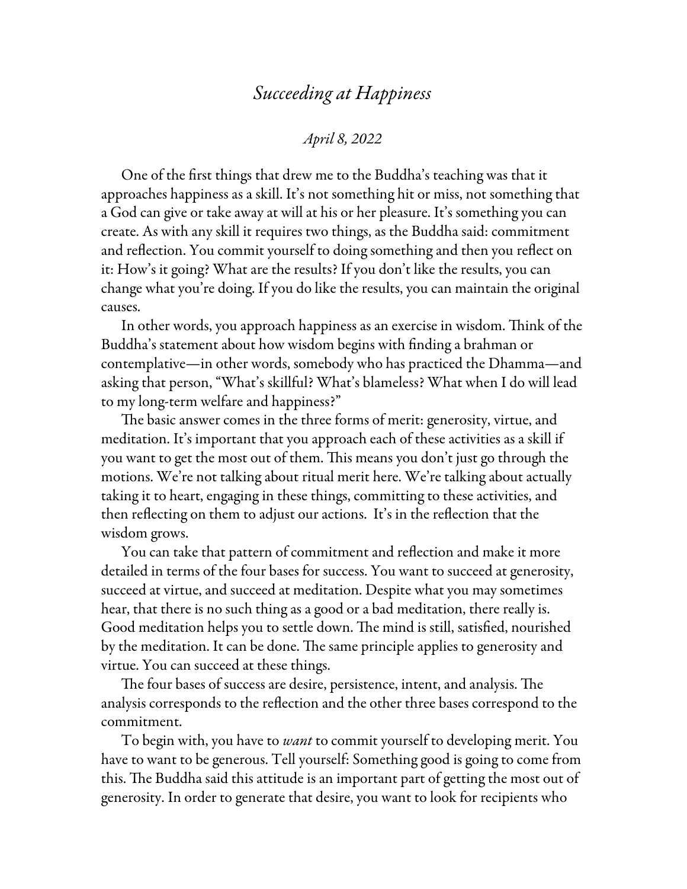# *Succeeding at Happiness*

*April 8, 2022*

One of the first things that drew me to the Buddha's teaching was that it approaches happiness as a skill. It's not something hit or miss, not something that a God can give or take away at will at his or her pleasure. It's something you can create. As with any skill it requires two things, as the Buddha said: commitment and reflection. You commit yourself to doing something and then you reflect on it: How's it going? What are the results? If you don't like the results, you can change what you're doing. If you do like the results, you can maintain the original causes.

In other words, you approach happiness as an exercise in wisdom. Think of the Buddha's statement about how wisdom begins with finding a brahman or contemplative—in other words, somebody who has practiced the Dhamma—and asking that person, "What's skillful? What's blameless? What when I do will lead to my long-term welfare and happiness?"

The basic answer comes in the three forms of merit: generosity, virtue, and meditation. It's important that you approach each of these activities as a skill if you want to get the most out of them. This means you don't just go through the motions. We're not talking about ritual merit here. We're talking about actually taking it to heart, engaging in these things, committing to these activities, and then reflecting on them to adjust our actions. It's in the reflection that the wisdom grows.

You can take that pattern of commitment and reflection and make it more detailed in terms of the four bases for success. You want to succeed at generosity, succeed at virtue, and succeed at meditation. Despite what you may sometimes hear, that there is no such thing as a good or a bad meditation, there really is. Good meditation helps you to settle down. The mind is still, satisfied, nourished by the meditation. It can be done. The same principle applies to generosity and virtue. You can succeed at these things.

The four bases of success are desire, persistence, intent, and analysis. The analysis corresponds to the reflection and the other three bases correspond to the commitment.

To begin with, you have to *want* to commit yourself to developing merit. You have to want to be generous. Tell yourself: Something good is going to come from this. The Buddha said this attitude is an important part of getting the most out of generosity. In order to generate that desire, you want to look for recipients who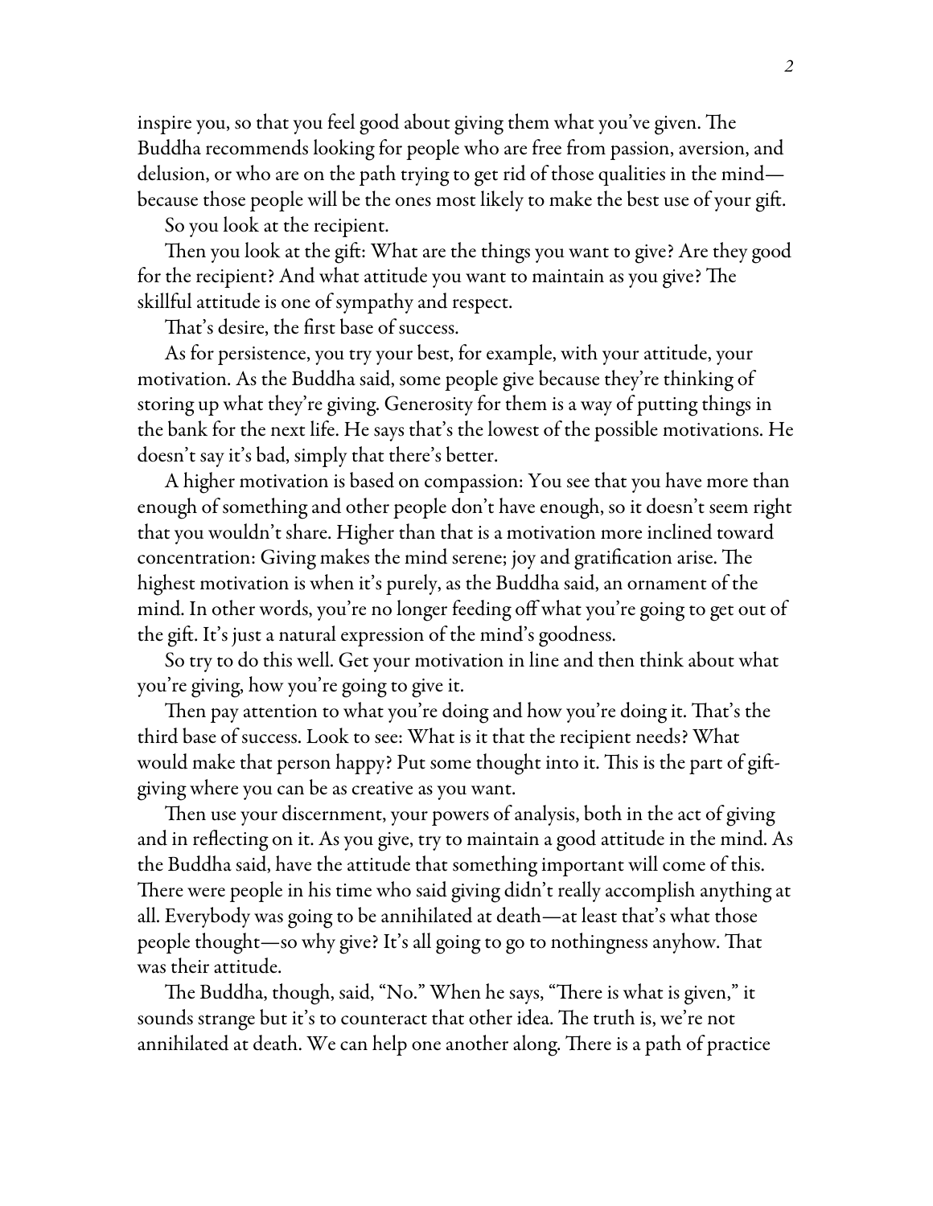inspire you, so that you feel good about giving them what you've given. The Buddha recommends looking for people who are free from passion, aversion, and delusion, or who are on the path trying to get rid of those qualities in the mind—because those people will be the ones most likely to make the best use of your gift.

So you look at the recipient.

Then you look at the gift: What are the things you want to give? Are they good for the recipient? And what attitude you want to maintain as you give? The skillful attitude is one of sympathy and respect.

That's desire, the first base of success.

As for persistence, you try your best, for example, with your attitude, your motivation. As the Buddha said, some people give because they're thinking of storing up what they're giving. Generosity for them is a way of putting things in the bank for the next life. He says that's the lowest of the possible motivations. He doesn't say it's bad, simply that there's better.

A higher motivation is based on compassion: You see that you have more than enough of something and other people don't have enough, so it doesn't seem right that you wouldn't share. Higher than that is a motivation more inclined toward concentration: Giving makes the mind serene; joy and gratification arise. The highest motivation is when it's purely, as the Buddha said, an ornament of the mind. In other words, you're no longer feeding off what you're going to get out of the gift. It's just a natural expression of the mind's goodness.

So try to do this well. Get your motivation in line and then think about what you're giving, how you're going to give it.

Then pay attention to what you're doing and how you're doing it. That's the third base of success. Look to see: What is it that the recipient needs? What would make that person happy? Put some thought into it. This is the part of gift-giving where you can be as creative as you want.

Then use your discernment, your powers of analysis, both in the act of giving and in reflecting on it. As you give, try to maintain a good attitude in the mind. As the Buddha said, have the attitude that something important will come of this. There were people in his time who said giving didn't really accomplish anything at all. Everybody was going to be annihilated at death—at least that's what those people thought—so why give? It's all going to go to nothingness anyhow. That was their attitude.

The Buddha, though, said, "No." When he says, "There is what is given," it sounds strange but it's to counteract that other idea. The truth is, we're not annihilated at death. We can help one another along. There is a path of practice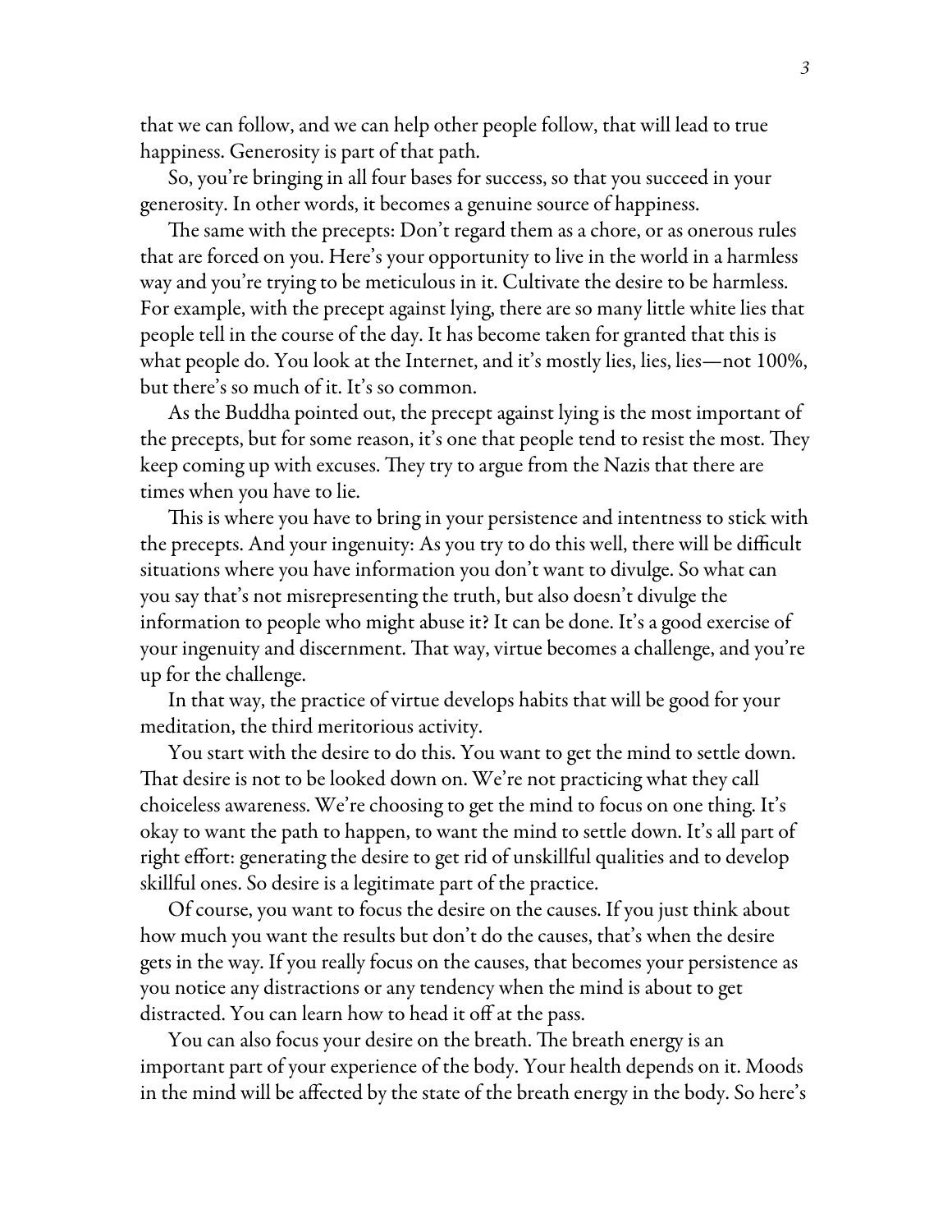that we can follow, and we can help other people follow, that will lead to true happiness. Generosity is part of that path.

So, you're bringing in all four bases for success, so that you succeed in your generosity. In other words, it becomes a genuine source of happiness.

The same with the precepts: Don't regard them as a chore, or as onerous rules that are forced on you. Here's your opportunity to live in the world in a harmless way and you're trying to be meticulous in it. Cultivate the desire to be harmless. For example, with the precept against lying, there are so many little white lies that people tell in the course of the day. It has become taken for granted that this is what people do. You look at the Internet, and it's mostly lies, lies, lies—not 100%, but there's so much of it. It's so common.

As the Buddha pointed out, the precept against lying is the most important of the precepts, but for some reason, it's one that people tend to resist the most. They keep coming up with excuses. They try to argue from the Nazis that there are times when you have to lie.

This is where you have to bring in your persistence and intentness to stick with the precepts. And your ingenuity: As you try to do this well, there will be difficult situations where you have information you don't want to divulge. So what can you say that's not misrepresenting the truth, but also doesn't divulge the information to people who might abuse it? It can be done. It's a good exercise of your ingenuity and discernment. That way, virtue becomes a challenge, and you're up for the challenge.

In that way, the practice of virtue develops habits that will be good for your meditation, the third meritorious activity.

You start with the desire to do this. You want to get the mind to settle down. That desire is not to be looked down on. We're not practicing what they call choiceless awareness. We're choosing to get the mind to focus on one thing. It's okay to want the path to happen, to want the mind to settle down. It's all part of right effort: generating the desire to get rid of unskillful qualities and to develop skillful ones. So desire is a legitimate part of the practice.

Of course, you want to focus the desire on the causes. If you just think about how much you want the results but don't do the causes, that's when the desire gets in the way. If you really focus on the causes, that becomes your persistence as you notice any distractions or any tendency when the mind is about to get distracted. You can learn how to head it off at the pass.

You can also focus your desire on the breath. The breath energy is an important part of your experience of the body. Your health depends on it. Moods in the mind will be affected by the state of the breath energy in the body. So here's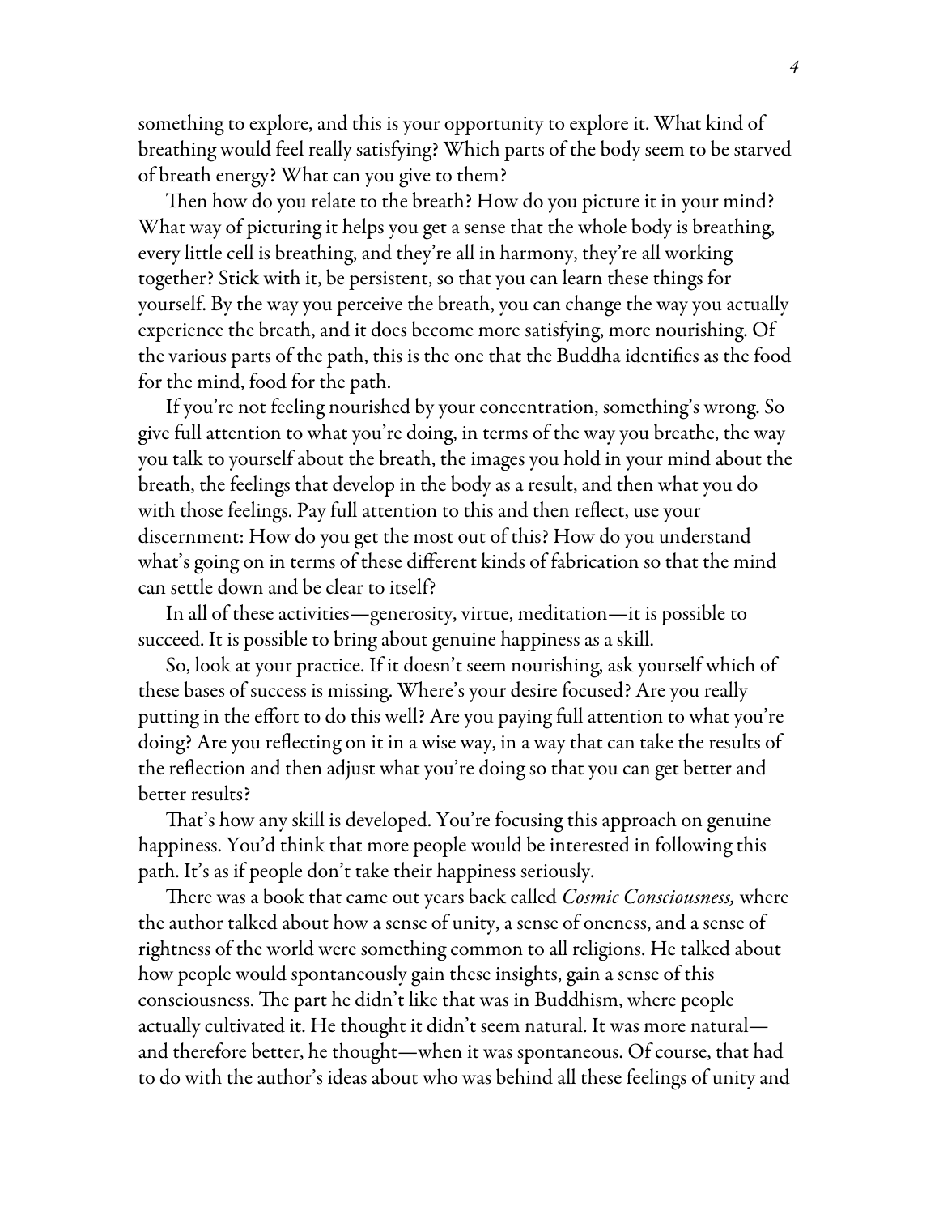something to explore, and this is your opportunity to explore it. What kind of breathing would feel really satisfying? Which parts of the body seem to be starved of breath energy? What can you give to them?

Then how do you relate to the breath? How do you picture it in your mind? What way of picturing it helps you get a sense that the whole body is breathing, every little cell is breathing, and they're all in harmony, they're all working together? Stick with it, be persistent, so that you can learn these things for yourself. By the way you perceive the breath, you can change the way you actually experience the breath, and it does become more satisfying, more nourishing. Of the various parts of the path, this is the one that the Buddha identifies as the food for the mind, food for the path.

If you're not feeling nourished by your concentration, something's wrong. So give full attention to what you're doing, in terms of the way you breathe, the way you talk to yourself about the breath, the images you hold in your mind about the breath, the feelings that develop in the body as a result, and then what you do with those feelings. Pay full attention to this and then reflect, use your discernment: How do you get the most out of this? How do you understand what's going on in terms of these different kinds of fabrication so that the mind can settle down and be clear to itself?

In all of these activities—generosity, virtue, meditation—it is possible to succeed. It is possible to bring about genuine happiness as a skill.

So, look at your practice. If it doesn't seem nourishing, ask yourself which of these bases of success is missing. Where's your desire focused? Are you really putting in the effort to do this well? Are you paying full attention to what you're doing? Are you reflecting on it in a wise way, in a way that can take the results of the reflection and then adjust what you're doing so that you can get better and better results?

That's how any skill is developed. You're focusing this approach on genuine happiness. You'd think that more people would be interested in following this path. It's as if people don't take their happiness seriously.

There was a book that came out years back called *Cosmic Consciousness,* where the author talked about how a sense of unity, a sense of oneness, and a sense of rightness of the world were something common to all religions. He talked about how people would spontaneously gain these insights, gain a sense of this consciousness. The part he didn't like that was in Buddhism, where people actually cultivated it. He thought it didn't seem natural. It was more natural—and therefore better, he thought—when it was spontaneous. Of course, that had to do with the author's ideas about who was behind all these feelings of unity and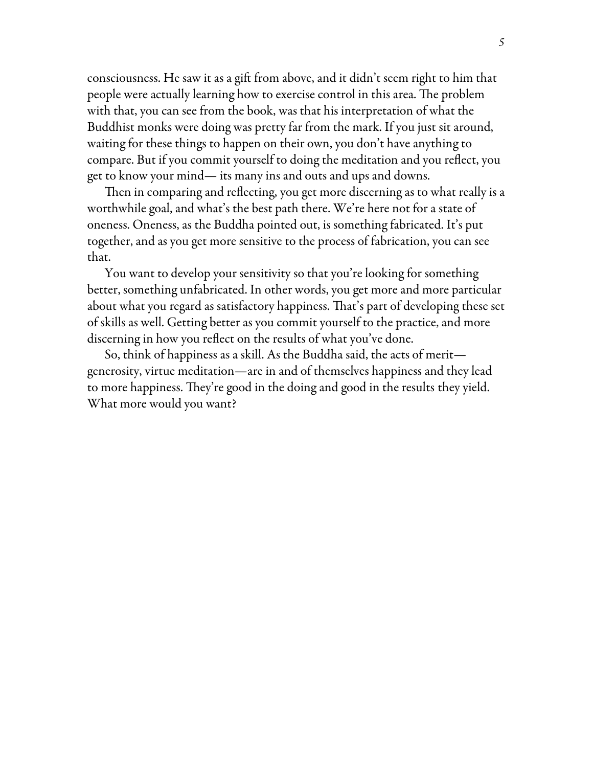consciousness. He saw it as a gift from above, and it didn't seem right to him that people were actually learning how to exercise control in this area. The problem with that, you can see from the book, was that his interpretation of what the Buddhist monks were doing was pretty far from the mark. If you just sit around, waiting for these things to happen on their own, you don't have anything to compare. But if you commit yourself to doing the meditation and you reflect, you get to know your mind— its many ins and outs and ups and downs.

Then in comparing and reflecting, you get more discerning as to what really is a worthwhile goal, and what's the best path there. We're here not for a state of oneness. Oneness, as the Buddha pointed out, is something fabricated. It's put together, and as you get more sensitive to the process of fabrication, you can see that.

You want to develop your sensitivity so that you're looking for something better, something unfabricated. In other words, you get more and more particular about what you regard as satisfactory happiness. That's part of developing these set of skills as well. Getting better as you commit yourself to the practice, and more discerning in how you reflect on the results of what you've done.

So, think of happiness as a skill. As the Buddha said, the acts of merit— generosity, virtue meditation—are in and of themselves happiness and they lead to more happiness. They're good in the doing and good in the results they yield. What more would you want?